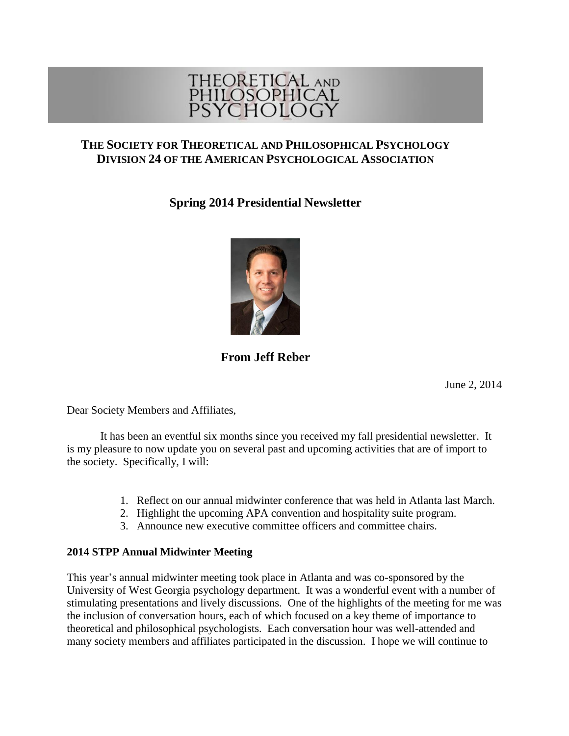THEORETICAL AND PHILOSOPHICAL PSYCHOLOGY

**THE SOCIETY FOR THEORETICAL AND PHILOSOPHICAL PSYCHOLOGY**
**DIVISION 24 OF THE AMERICAN PSYCHOLOGICAL ASSOCIATION**

# Spring 2014 Presidential Newsletter

**From Jeff Reber**

June 2, 2014

Dear Society Members and Affiliates,

It has been an eventful six months since you received my fall presidential newsletter. It is my pleasure to now update you on several past and upcoming activities that are of import to the society. Specifically, I will:

1. Reflect on our annual midwinter conference that was held in Atlanta last March.
2. Highlight the upcoming APA convention and hospitality suite program.
3. Announce new executive committee officers and committee chairs.

## 2014 STPP Annual Midwinter Meeting

This year's annual midwinter meeting took place in Atlanta and was co-sponsored by the University of West Georgia psychology department. It was a wonderful event with a number of stimulating presentations and lively discussions. One of the highlights of the meeting for me was the inclusion of conversation hours, each of which focused on a key theme of importance to theoretical and philosophical psychologists. Each conversation hour was well-attended and many society members and affiliates participated in the discussion. I hope we will continue to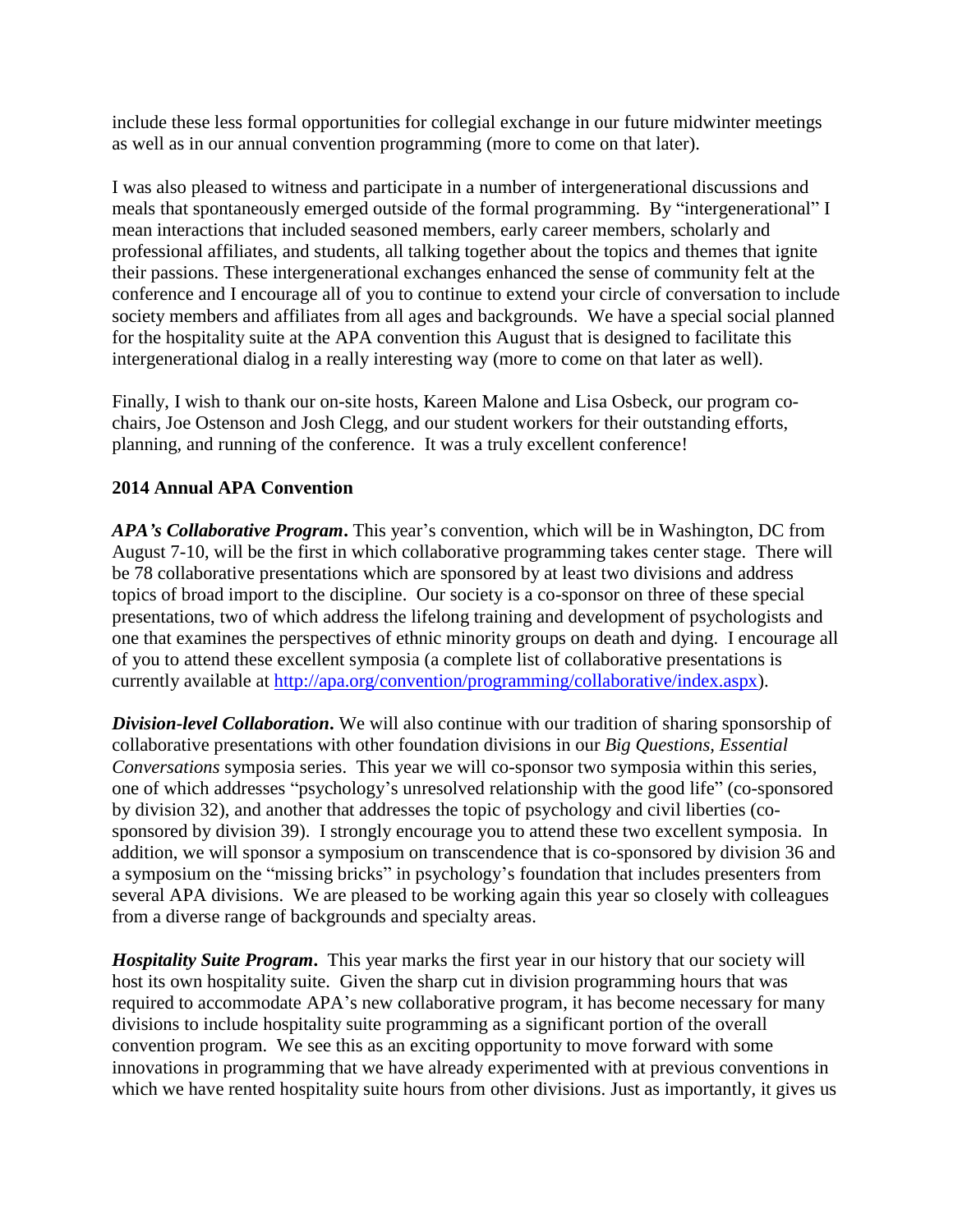include these less formal opportunities for collegial exchange in our future midwinter meetings as well as in our annual convention programming (more to come on that later).

I was also pleased to witness and participate in a number of intergenerational discussions and meals that spontaneously emerged outside of the formal programming. By "intergenerational" I mean interactions that included seasoned members, early career members, scholarly and professional affiliates, and students, all talking together about the topics and themes that ignite their passions. These intergenerational exchanges enhanced the sense of community felt at the conference and I encourage all of you to continue to extend your circle of conversation to include society members and affiliates from all ages and backgrounds. We have a special social planned for the hospitality suite at the APA convention this August that is designed to facilitate this intergenerational dialog in a really interesting way (more to come on that later as well).

Finally, I wish to thank our on-site hosts, Kareen Malone and Lisa Osbeck, our program co-chairs, Joe Ostenson and Josh Clegg, and our student workers for their outstanding efforts, planning, and running of the conference. It was a truly excellent conference!

**2014 Annual APA Convention**

***APA's Collaborative Program*.** This year's convention, which will be in Washington, DC from August 7-10, will be the first in which collaborative programming takes center stage. There will be 78 collaborative presentations which are sponsored by at least two divisions and address topics of broad import to the discipline. Our society is a co-sponsor on three of these special presentations, two of which address the lifelong training and development of psychologists and one that examines the perspectives of ethnic minority groups on death and dying. I encourage all of you to attend these excellent symposia (a complete list of collaborative presentations is currently available at [http://apa.org/convention/programming/collaborative/index.aspx](http://apa.org/convention/programming/collaborative/index.aspx)).

***Division-level Collaboration*.** We will also continue with our tradition of sharing sponsorship of collaborative presentations with other foundation divisions in our *Big Questions, Essential Conversations* symposia series. This year we will co-sponsor two symposia within this series, one of which addresses "psychology's unresolved relationship with the good life" (co-sponsored by division 32), and another that addresses the topic of psychology and civil liberties (co-sponsored by division 39). I strongly encourage you to attend these two excellent symposia. In addition, we will sponsor a symposium on transcendence that is co-sponsored by division 36 and a symposium on the "missing bricks" in psychology's foundation that includes presenters from several APA divisions. We are pleased to be working again this year so closely with colleagues from a diverse range of backgrounds and specialty areas.

***Hospitality Suite Program*.** This year marks the first year in our history that our society will host its own hospitality suite. Given the sharp cut in division programming hours that was required to accommodate APA's new collaborative program, it has become necessary for many divisions to include hospitality suite programming as a significant portion of the overall convention program. We see this as an exciting opportunity to move forward with some innovations in programming that we have already experimented with at previous conventions in which we have rented hospitality suite hours from other divisions. Just as importantly, it gives us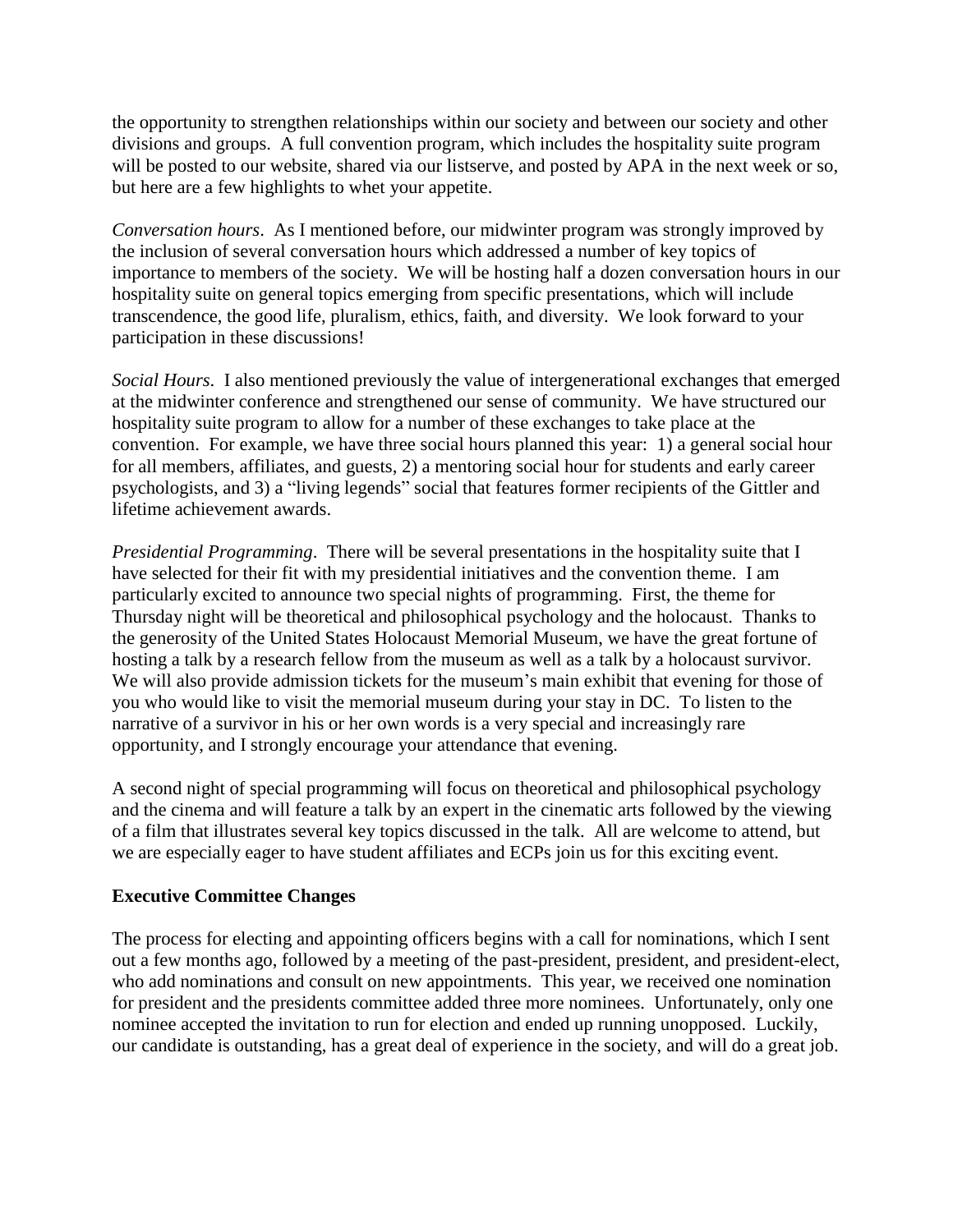the opportunity to strengthen relationships within our society and between our society and other divisions and groups. A full convention program, which includes the hospitality suite program will be posted to our website, shared via our listserve, and posted by APA in the next week or so, but here are a few highlights to whet your appetite.

*Conversation hours*. As I mentioned before, our midwinter program was strongly improved by the inclusion of several conversation hours which addressed a number of key topics of importance to members of the society. We will be hosting half a dozen conversation hours in our hospitality suite on general topics emerging from specific presentations, which will include transcendence, the good life, pluralism, ethics, faith, and diversity. We look forward to your participation in these discussions!

*Social Hours*. I also mentioned previously the value of intergenerational exchanges that emerged at the midwinter conference and strengthened our sense of community. We have structured our hospitality suite program to allow for a number of these exchanges to take place at the convention. For example, we have three social hours planned this year: 1) a general social hour for all members, affiliates, and guests, 2) a mentoring social hour for students and early career psychologists, and 3) a "living legends" social that features former recipients of the Gittler and lifetime achievement awards.

*Presidential Programming*. There will be several presentations in the hospitality suite that I have selected for their fit with my presidential initiatives and the convention theme. I am particularly excited to announce two special nights of programming. First, the theme for Thursday night will be theoretical and philosophical psychology and the holocaust. Thanks to the generosity of the United States Holocaust Memorial Museum, we have the great fortune of hosting a talk by a research fellow from the museum as well as a talk by a holocaust survivor. We will also provide admission tickets for the museum's main exhibit that evening for those of you who would like to visit the memorial museum during your stay in DC. To listen to the narrative of a survivor in his or her own words is a very special and increasingly rare opportunity, and I strongly encourage your attendance that evening.

A second night of special programming will focus on theoretical and philosophical psychology and the cinema and will feature a talk by an expert in the cinematic arts followed by the viewing of a film that illustrates several key topics discussed in the talk. All are welcome to attend, but we are especially eager to have student affiliates and ECPs join us for this exciting event.

**Executive Committee Changes**

The process for electing and appointing officers begins with a call for nominations, which I sent out a few months ago, followed by a meeting of the past-president, president, and president-elect, who add nominations and consult on new appointments. This year, we received one nomination for president and the presidents committee added three more nominees. Unfortunately, only one nominee accepted the invitation to run for election and ended up running unopposed. Luckily, our candidate is outstanding, has a great deal of experience in the society, and will do a great job.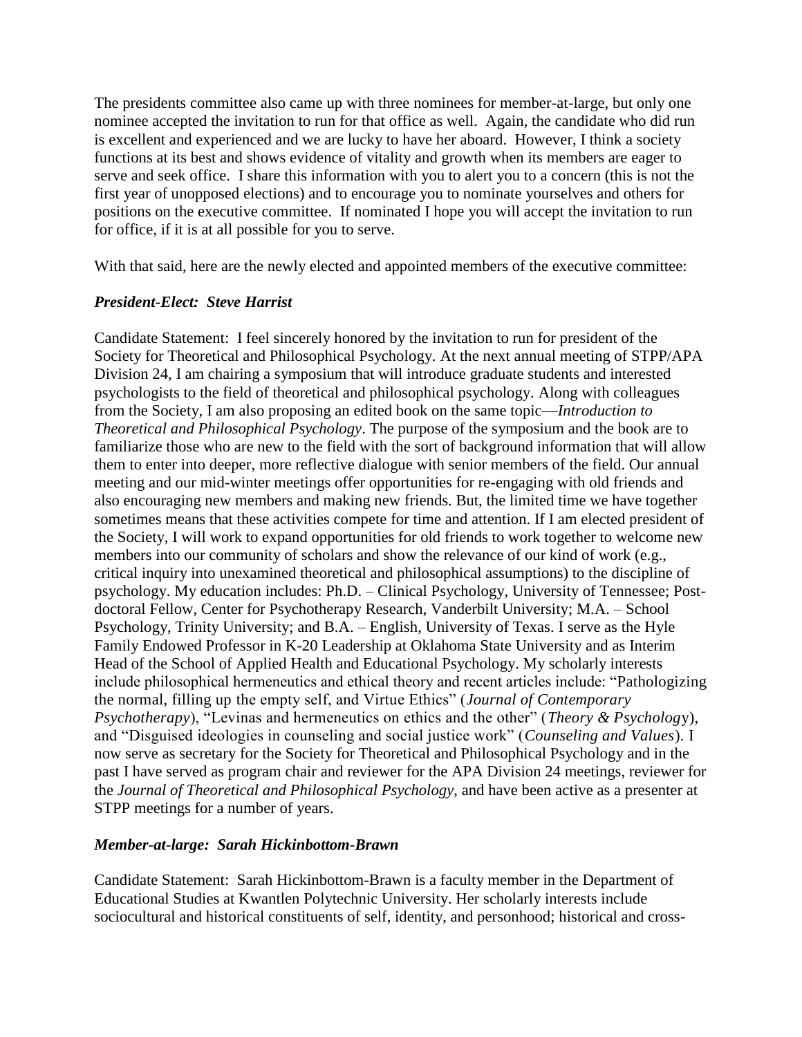The presidents committee also came up with three nominees for member-at-large, but only one nominee accepted the invitation to run for that office as well. Again, the candidate who did run is excellent and experienced and we are lucky to have her aboard. However, I think a society functions at its best and shows evidence of vitality and growth when its members are eager to serve and seek office. I share this information with you to alert you to a concern (this is not the first year of unopposed elections) and to encourage you to nominate yourselves and others for positions on the executive committee. If nominated I hope you will accept the invitation to run for office, if it is at all possible for you to serve.

With that said, here are the newly elected and appointed members of the executive committee:

### ***President-Elect: Steve Harrist***

Candidate Statement: I feel sincerely honored by the invitation to run for president of the Society for Theoretical and Philosophical Psychology. At the next annual meeting of STPP/APA Division 24, I am chairing a symposium that will introduce graduate students and interested psychologists to the field of theoretical and philosophical psychology. Along with colleagues from the Society, I am also proposing an edited book on the same topic—*Introduction to Theoretical and Philosophical Psychology*. The purpose of the symposium and the book are to familiarize those who are new to the field with the sort of background information that will allow them to enter into deeper, more reflective dialogue with senior members of the field. Our annual meeting and our mid-winter meetings offer opportunities for re-engaging with old friends and also encouraging new members and making new friends. But, the limited time we have together sometimes means that these activities compete for time and attention. If I am elected president of the Society, I will work to expand opportunities for old friends to work together to welcome new members into our community of scholars and show the relevance of our kind of work (e.g., critical inquiry into unexamined theoretical and philosophical assumptions) to the discipline of psychology. My education includes: Ph.D. – Clinical Psychology, University of Tennessee; Post-doctoral Fellow, Center for Psychotherapy Research, Vanderbilt University; M.A. – School Psychology, Trinity University; and B.A. – English, University of Texas. I serve as the Hyle Family Endowed Professor in K-20 Leadership at Oklahoma State University and as Interim Head of the School of Applied Health and Educational Psychology. My scholarly interests include philosophical hermeneutics and ethical theory and recent articles include: "Pathologizing the normal, filling up the empty self, and Virtue Ethics" (*Journal of Contemporary Psychotherapy*), "Levinas and hermeneutics on ethics and the other" (*Theory & Psychology*), and "Disguised ideologies in counseling and social justice work" (*Counseling and Values*). I now serve as secretary for the Society for Theoretical and Philosophical Psychology and in the past I have served as program chair and reviewer for the APA Division 24 meetings, reviewer for the *Journal of Theoretical and Philosophical Psychology*, and have been active as a presenter at STPP meetings for a number of years.

### ***Member-at-large: Sarah Hickinbottom-Brawn***

Candidate Statement: Sarah Hickinbottom-Brawn is a faculty member in the Department of Educational Studies at Kwantlen Polytechnic University. Her scholarly interests include sociocultural and historical constituents of self, identity, and personhood; historical and cross-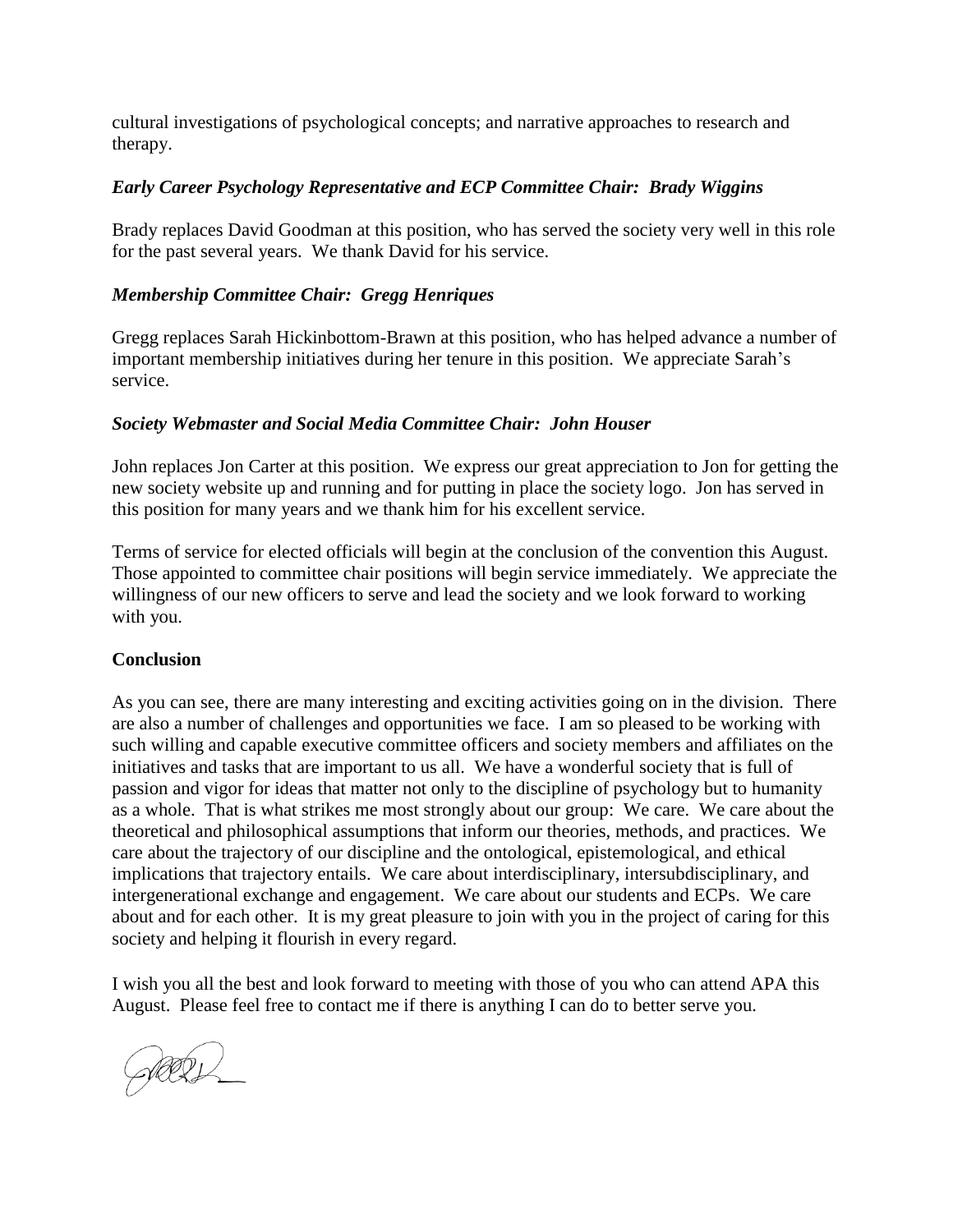cultural investigations of psychological concepts; and narrative approaches to research and therapy.

### *Early Career Psychology Representative and ECP Committee Chair: Brady Wiggins*

Brady replaces David Goodman at this position, who has served the society very well in this role for the past several years. We thank David for his service.

### *Membership Committee Chair: Gregg Henriques*

Gregg replaces Sarah Hickinbottom-Brawn at this position, who has helped advance a number of important membership initiatives during her tenure in this position. We appreciate Sarah's service.

### *Society Webmaster and Social Media Committee Chair: John Houser*

John replaces Jon Carter at this position. We express our great appreciation to Jon for getting the new society website up and running and for putting in place the society logo. Jon has served in this position for many years and we thank him for his excellent service.

Terms of service for elected officials will begin at the conclusion of the convention this August. Those appointed to committee chair positions will begin service immediately. We appreciate the willingness of our new officers to serve and lead the society and we look forward to working with you.

## **Conclusion**

As you can see, there are many interesting and exciting activities going on in the division. There are also a number of challenges and opportunities we face. I am so pleased to be working with such willing and capable executive committee officers and society members and affiliates on the initiatives and tasks that are important to us all. We have a wonderful society that is full of passion and vigor for ideas that matter not only to the discipline of psychology but to humanity as a whole. That is what strikes me most strongly about our group: We care. We care about the theoretical and philosophical assumptions that inform our theories, methods, and practices. We care about the trajectory of our discipline and the ontological, epistemological, and ethical implications that trajectory entails. We care about interdisciplinary, intersubdisciplinary, and intergenerational exchange and engagement. We care about our students and ECPs. We care about and for each other. It is my great pleasure to join with you in the project of caring for this society and helping it flourish in every regard.

I wish you all the best and look forward to meeting with those of you who can attend APA this August. Please feel free to contact me if there is anything I can do to better serve you.